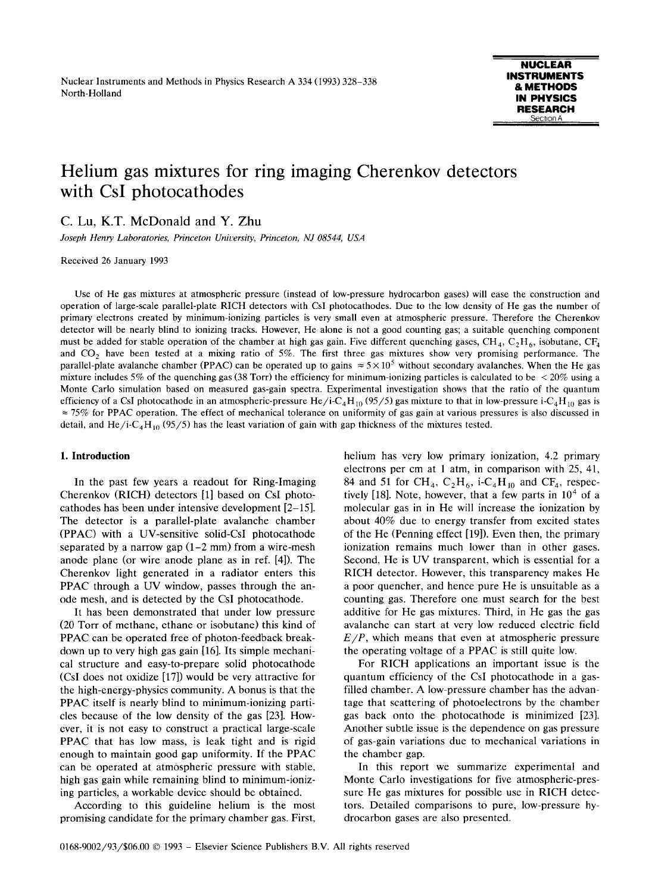# Helium gas mixtures for ring imaging Cherenkov detectors with CsI photocathodes

C. Lu, K.T. McDonald and Y. Zhu

*Joseph Henry Laboratories, Princeton University, Princeton, NJ 08544, USA*

Received 26 January 1993

Use of He gas mixtures at atmospheric pressure (instead of low-pressure hydrocarbon gases) will ease the construction and operation of large-scale parallel-plate RICH detectors with CsI photocathodes. Due to the low density of He gas the number of primary electrons created by minimum-ionizing particles is very small even at atmospheric pressure. Therefore the Cherenkov detector will be nearly blind to ionizing tracks. However, He alone is not a good counting gas; a suitable quenching component must be added for stable operation of the chamber at high gas gain. Five different quenching gases, $CH_4$, $C_2H_6$, isobutane, $CF_4$ and $CO_2$ have been tested at a mixing ratio of 5%. The first three gas mixtures show very promising performance. The parallel-plate avalanche chamber (PPAC) can be operated up to gains $\approx 5 \times 10^5$ without secondary avalanches. When the He gas mixture includes 5% of the quenching gas (38 Torr) the efficiency for minimum-ionizing particles is calculated to be $< 20\%$ using a Monte Carlo simulation based on measured gas-gain spectra. Experimental investigation shows that the ratio of the quantum efficiency of a CsI photocathode in an atmospheric-pressure He/i-$C_4H_{10}$ (95/5) gas mixture to that in low-pressure i-$C_4H_{10}$ gas is $\approx 75\%$ for PPAC operation. The effect of mechanical tolerance on uniformity of gas gain at various pressures is also discussed in detail, and He/i-$C_4H_{10}$ (95/5) has the least variation of gain with gap thickness of the mixtures tested.

## 1. Introduction

In the past few years a readout for Ring-Imaging Cherenkov (RICH) detectors [1] based on CsI photocathodes has been under intensive development [2–15]. The detector is a parallel-plate avalanche chamber (PPAC) with a UV-sensitive solid-CsI photocathode separated by a narrow gap (1–2 mm) from a wire-mesh anode plane (or wire anode plane as in ref. [4]). The Cherenkov light generated in a radiator enters this PPAC through a UV window, passes through the anode mesh, and is detected by the CsI photocathode.

It has been demonstrated that under low pressure (20 Torr of methane, ethane or isobutane) this kind of PPAC can be operated free of photon-feedback breakdown up to very high gas gain [16]. Its simple mechanical structure and easy-to-prepare solid photocathode (CsI does not oxidize [17]) would be very attractive for the high-energy-physics community. A bonus is that the PPAC itself is nearly blind to minimum-ionizing particles because of the low density of the gas [23]. However, it is not easy to construct a practical large-scale PPAC that has low mass, is leak tight and is rigid enough to maintain good gap uniformity. If the PPAC can be operated at atmospheric pressure with stable, high gas gain while remaining blind to minimum-ionizing particles, a workable device should be obtained.

According to this guideline helium is the most promising candidate for the primary chamber gas. First, helium has very low primary ionization, 4.2 primary electrons per cm at 1 atm, in comparison with 25, 41, 84 and 51 for $CH_4$, $C_2H_6$, i-$C_4H_{10}$ and $CF_4$, respectively [18]. Note, however, that a few parts in $10^4$ of a molecular gas in in He will increase the ionization by about 40% due to energy transfer from excited states of the He (Penning effect [19]). Even then, the primary ionization remains much lower than in other gases. Second, He is UV transparent, which is essential for a RICH detector. However, this transparency makes He a poor quencher, and hence pure He is unsuitable as a counting gas. Therefore one must search for the best additive for He gas mixtures. Third, in He gas the gas avalanche can start at very low reduced electric field $E/P$, which means that even at atmospheric pressure the operating voltage of a PPAC is still quite low.

For RICH applications an important issue is the quantum efficiency of the CsI photocathode in a gas-filled chamber. A low-pressure chamber has the advantage that scattering of photoelectrons by the chamber gas back onto the photocathode is minimized [23]. Another subtle issue is the dependence on gas pressure of gas-gain variations due to mechanical variations in the chamber gap.

In this report we summarize experimental and Monte Carlo investigations for five atmospheric-pressure He gas mixtures for possible use in RICH detectors. Detailed comparisons to pure, low-pressure hydrocarbon gases are also presented.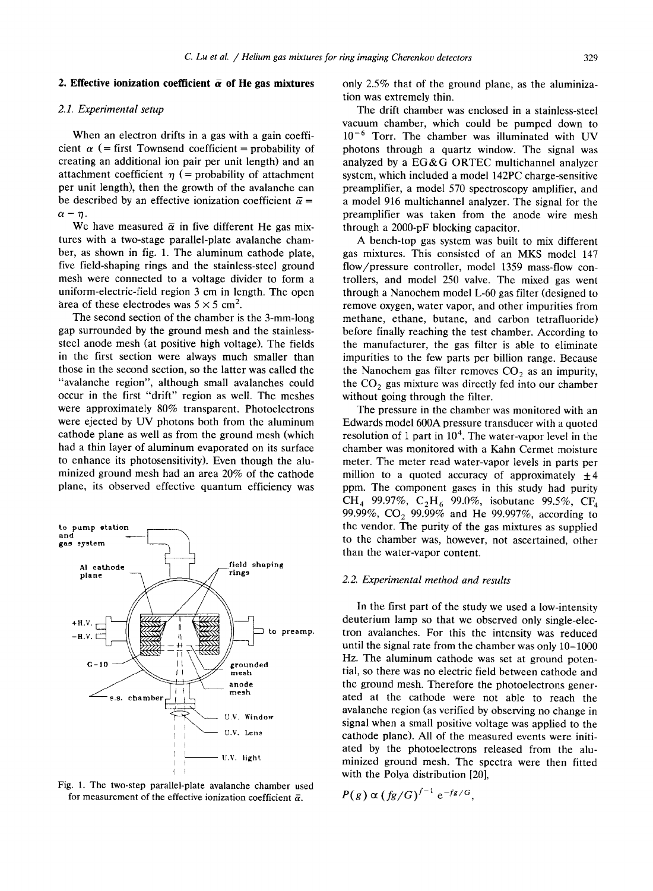## 2. Effective ionization coefficient $\bar{\alpha}$ of He gas mixtures

### 2.1. Experimental setup

When an electron drifts in a gas with a gain coefficient $\alpha$ (= first Townsend coefficient = probability of creating an additional ion pair per unit length) and an attachment coefficient $\eta$ (= probability of attachment per unit length), then the growth of the avalanche can be described by an effective ionization coefficient $\bar{\alpha} = \alpha - \eta$.

We have measured $\bar{\alpha}$ in five different He gas mixtures with a two-stage parallel-plate avalanche chamber, as shown in fig. 1. The aluminum cathode plate, five field-shaping rings and the stainless-steel ground mesh were connected to a voltage divider to form a uniform-electric-field region 3 cm in length. The open area of these electrodes was $5 \times 5$ cm$^2$.

The second section of the chamber is the 3-mm-long gap surrounded by the ground mesh and the stainless-steel anode mesh (at positive high voltage). The fields in the first section were always much smaller than those in the second section, so the latter was called the "avalanche region", although small avalanches could occur in the first "drift" region as well. The meshes were approximately 80% transparent. Photoelectrons were ejected by UV photons both from the aluminum cathode plane as well as from the ground mesh (which had a thin layer of aluminum evaporated on its surface to enhance its photosensitivity). Even though the aluminized ground mesh had an area 20% of the cathode plane, its observed effective quantum efficiency was only 2.5% that of the ground plane, as the aluminization was extremely thin.

Fig. 1. The two-step parallel-plate avalanche chamber used for measurement of the effective ionization coefficient $\bar{\alpha}$.

The drift chamber was enclosed in a stainless-steel vacuum chamber, which could be pumped down to $10^{-6}$ Torr. The chamber was illuminated with UV photons through a quartz window. The signal was analyzed by a EG&G ORTEC multichannel analyzer system, which included a model 142PC charge-sensitive preamplifier, a model 570 spectroscopy amplifier, and a model 916 multichannel analyzer. The signal for the preamplifier was taken from the anode wire mesh through a 2000-pF blocking capacitor.

A bench-top gas system was built to mix different gas mixtures. This consisted of an MKS model 147 flow/pressure controller, model 1359 mass-flow controllers, and model 250 valve. The mixed gas went through a Nanochem model L-60 gas filter (designed to remove oxygen, water vapor, and other impurities from methane, ethane, butane, and carbon tetrafluoride) before finally reaching the test chamber. According to the manufacturer, the gas filter is able to eliminate impurities to the few parts per billion range. Because the Nanochem gas filter removes $CO_2$ as an impurity, the $CO_2$ gas mixture was directly fed into our chamber without going through the filter.

The pressure in the chamber was monitored with an Edwards model 600A pressure transducer with a quoted resolution of 1 part in $10^4$. The water-vapor level in the chamber was monitored with a Kahn Cermet moisture meter. The meter read water-vapor levels in parts per million to a quoted accuracy of approximately $\pm 4$ ppm. The component gases in this study had purity $CH_4$ 99.97%, $C_2H_6$ 99.0%, isobutane 99.5%, $CF_4$ 99.99%, $CO_2$ 99.99% and He 99.997%, according to the vendor. The purity of the gas mixtures as supplied to the chamber was, however, not ascertained, other than the water-vapor content.

### 2.2. Experimental method and results

In the first part of the study we used a low-intensity deuterium lamp so that we observed only single-electron avalanches. For this the intensity was reduced until the signal rate from the chamber was only 10–1000 Hz. The aluminum cathode was set at ground potential, so there was no electric field between cathode and the ground mesh. Therefore the photoelectrons generated at the cathode were not able to reach the avalanche region (as verified by observing no change in signal when a small positive voltage was applied to the cathode plane). All of the measured events were initiated by the photoelectrons released from the aluminized ground mesh. The spectra were then fitted with the Polya distribution [20],

$$P(g) \propto (fg/G)^{f-1}\, e^{-fg/G},$$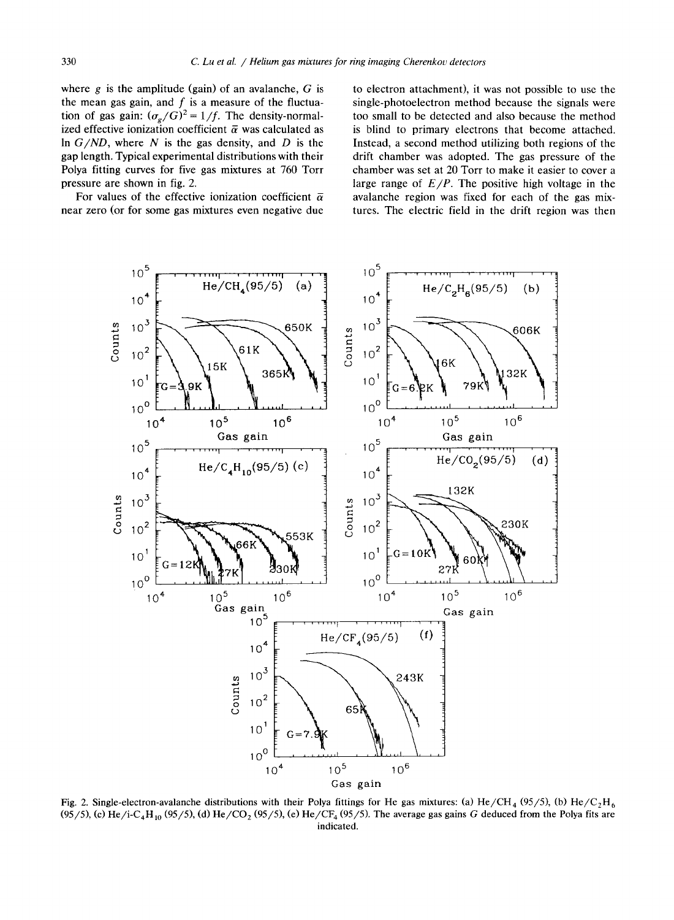where $g$ is the amplitude (gain) of an avalanche, $G$ is the mean gas gain, and $f$ is a measure of the fluctuation of gas gain: $(\sigma_g/G)^2 = 1/f$. The density-normalized effective ionization coefficient $\bar{\alpha}$ was calculated as $\ln G/ND$, where $N$ is the gas density, and $D$ is the gap length. Typical experimental distributions with their Polya fitting curves for five gas mixtures at 760 Torr pressure are shown in fig. 2.

For values of the effective ionization coefficient $\bar{\alpha}$ near zero (or for some gas mixtures even negative due to electron attachment), it was not possible to use the single-photoelectron method because the signals were too small to be detected and also because the method is blind to primary electrons that become attached. Instead, a second method utilizing both regions of the drift chamber was adopted. The gas pressure of the chamber was set at 20 Torr to make it easier to cover a large range of $E/P$. The positive high voltage in the avalanche region was fixed for each of the gas mixtures. The electric field in the drift region was then

Fig. 2. Single-electron-avalanche distributions with their Polya fittings for He gas mixtures: (a) $He/CH_4$ (95/5), (b) $He/C_2H_6$ (95/5), (c) $He/i\text{-}C_4H_{10}$ (95/5), (d) $He/CO_2$ (95/5), (e) $He/CF_4$ (95/5). The average gas gains $G$ deduced from the Polya fits are indicated.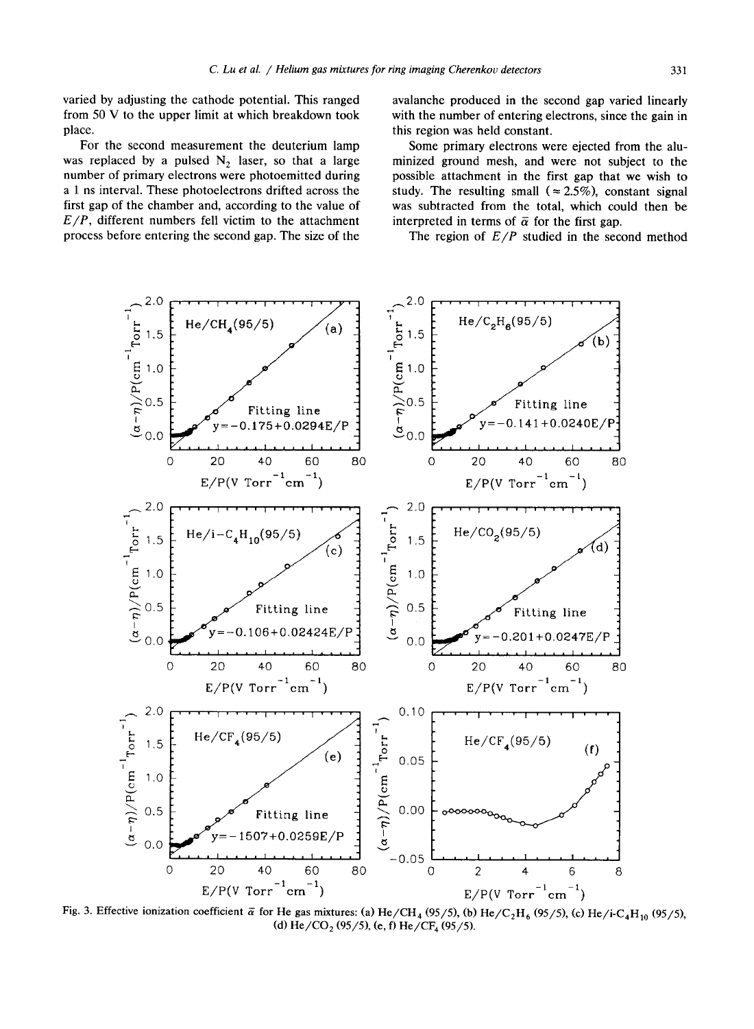varied by adjusting the cathode potential. This ranged from 50 V to the upper limit at which breakdown took place.

For the second measurement the deuterium lamp was replaced by a pulsed $N_2$ laser, so that a large number of primary electrons were photoemitted during a 1 ns interval. These photoelectrons drifted across the first gap of the chamber and, according to the value of $E/P$, different numbers fell victim to the attachment process before entering the second gap. The size of the avalanche produced in the second gap varied linearly with the number of entering electrons, since the gain in this region was held constant.

Some primary electrons were ejected from the aluminized ground mesh, and were not subject to the possible attachment in the first gap that we wish to study. The resulting small ($\approx 2.5\%$), constant signal was subtracted from the total, which could then be interpreted in terms of $\bar{\alpha}$ for the first gap.

The region of $E/P$ studied in the second method

Fig. 3. Effective ionization coefficient $\bar{\alpha}$ for He gas mixtures: (a) He/$CH_4$ (95/5), (b) He/$C_2H_6$ (95/5), (c) He/i-$C_4H_{10}$ (95/5), (d) He/$CO_2$ (95/5), (e, f) He/$CF_4$ (95/5).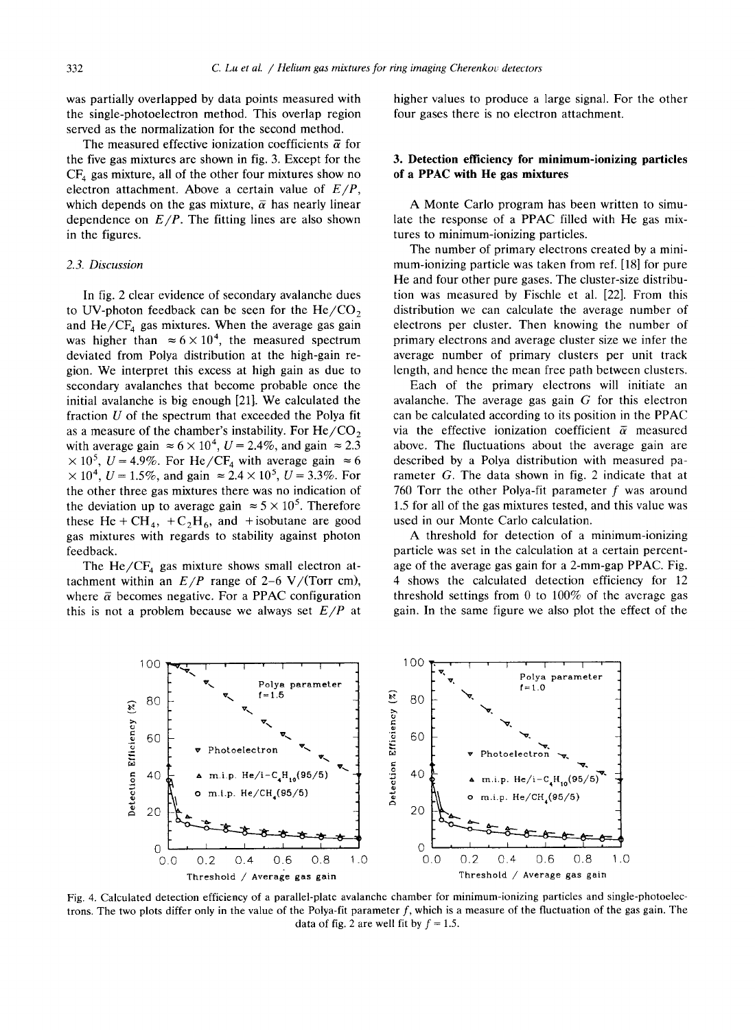was partially overlapped by data points measured with the single-photoelectron method. This overlap region served as the normalization for the second method.

The measured effective ionization coefficients $\bar{\alpha}$ for the five gas mixtures are shown in fig. 3. Except for the $CF_4$ gas mixture, all of the other four mixtures show no electron attachment. Above a certain value of $E/P$, which depends on the gas mixture, $\bar{\alpha}$ has nearly linear dependence on $E/P$. The fitting lines are also shown in the figures.

### 2.3. Discussion

In fig. 2 clear evidence of secondary avalanche dues to UV-photon feedback can be seen for the $He/CO_2$ and $He/CF_4$ gas mixtures. When the average gas gain was higher than $\approx 6 \times 10^4$, the measured spectrum deviated from Polya distribution at the high-gain region. We interpret this excess at high gain as due to secondary avalanches that become probable once the initial avalanche is big enough [21]. We calculated the fraction $U$ of the spectrum that exceeded the Polya fit as a measure of the chamber's instability. For $He/CO_2$ with average gain $\approx 6 \times 10^4$, $U = 2.4\%$, and gain $\approx 2.3 \times 10^5$, $U = 4.9\%$. For $He/CF_4$ with average gain $\approx 6 \times 10^4$, $U = 1.5\%$, and gain $\approx 2.4 \times 10^5$, $U = 3.3\%$. For the other three gas mixtures there was no indication of the deviation up to average gain $\approx 5 \times 10^5$. Therefore these $He + CH_4$, $+ C_2H_6$, and $+$isobutane are good gas mixtures with regards to stability against photon feedback.

The $He/CF_4$ gas mixture shows small electron attachment within an $E/P$ range of 2–6 V/(Torr cm), where $\bar{\alpha}$ becomes negative. For a PPAC configuration this is not a problem because we always set $E/P$ at higher values to produce a large signal. For the other four gases there is no electron attachment.

## 3. Detection efficiency for minimum-ionizing particles of a PPAC with He gas mixtures

A Monte Carlo program has been written to simulate the response of a PPAC filled with He gas mixtures to minimum-ionizing particles.

The number of primary electrons created by a minimum-ionizing particle was taken from ref. [18] for pure He and four other pure gases. The cluster-size distribution was measured by Fischle et al. [22]. From this distribution we can calculate the average number of electrons per cluster. Then knowing the number of primary electrons and average cluster size we infer the average number of primary clusters per unit track length, and hence the mean free path between clusters.

Each of the primary electrons will initiate an avalanche. The average gas gain $G$ for this electron can be calculated according to its position in the PPAC via the effective ionization coefficient $\bar{\alpha}$ measured above. The fluctuations about the average gain are described by a Polya distribution with measured parameter $G$. The data shown in fig. 2 indicate that at 760 Torr the other Polya-fit parameter $f$ was around 1.5 for all of the gas mixtures tested, and this value was used in our Monte Carlo calculation.

A threshold for detection of a minimum-ionizing particle was set in the calculation at a certain percentage of the average gas gain for a 2-mm-gap PPAC. Fig. 4 shows the calculated detection efficiency for 12 threshold settings from 0 to 100% of the average gas gain. In the same figure we also plot the effect of the

Fig. 4. Calculated detection efficiency of a parallel-plate avalanche chamber for minimum-ionizing particles and single-photoelectrons. The two plots differ only in the value of the Polya-fit parameter $f$, which is a measure of the fluctuation of the gas gain. The data of fig. 2 are well fit by $f = 1.5$.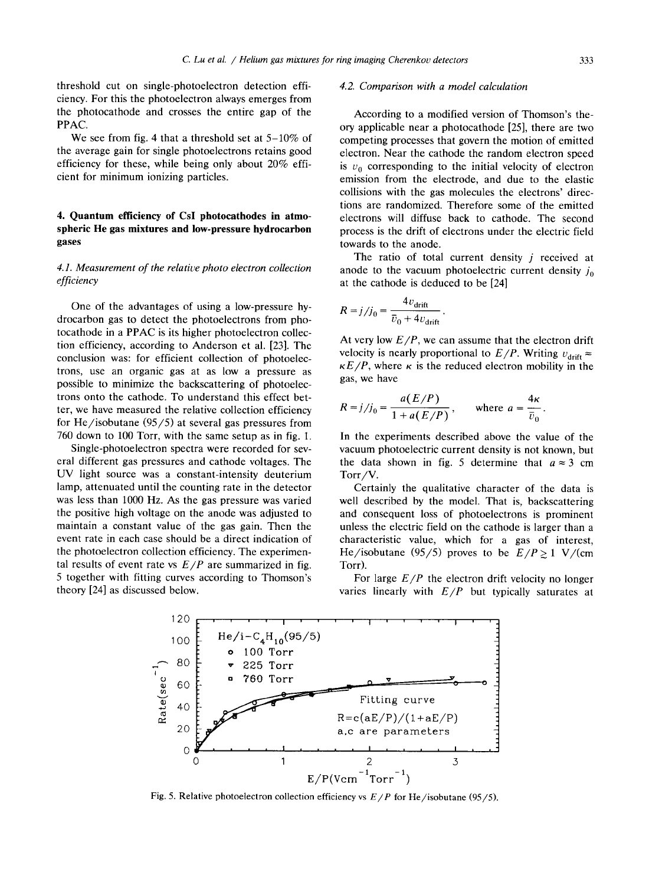threshold cut on single-photoelectron detection efficiency. For this the photoelectron always emerges from the photocathode and crosses the entire gap of the PPAC.

We see from fig. 4 that a threshold set at 5–10% of the average gain for single photoelectrons retains good efficiency for these, while being only about 20% efficient for minimum ionizing particles.

## 4. Quantum efficiency of CsI photocathodes in atmospheric He gas mixtures and low-pressure hydrocarbon gases

### 4.1. Measurement of the relative photo electron collection efficiency

One of the advantages of using a low-pressure hydrocarbon gas to detect the photoelectrons from photocathode in a PPAC is its higher photoelectron collection efficiency, according to Anderson et al. [23]. The conclusion was: for efficient collection of photoelectrons, use an organic gas at as low a pressure as possible to minimize the backscattering of photoelectrons onto the cathode. To understand this effect better, we have measured the relative collection efficiency for He/isobutane (95/5) at several gas pressures from 760 down to 100 Torr, with the same setup as in fig. 1.

Single-photoelectron spectra were recorded for several different gas pressures and cathode voltages. The UV light source was a constant-intensity deuterium lamp, attenuated until the counting rate in the detector was less than 1000 Hz. As the gas pressure was varied the positive high voltage on the anode was adjusted to maintain a constant value of the gas gain. Then the event rate in each case should be a direct indication of the photoelectron collection efficiency. The experimental results of event rate vs $E/P$ are summarized in fig. 5 together with fitting curves according to Thomson's theory [24] as discussed below.

### 4.2. Comparison with a model calculation

According to a modified version of Thomson's theory applicable near a photocathode [25], there are two competing processes that govern the motion of emitted electron. Near the cathode the random electron speed is $v_0$ corresponding to the initial velocity of electron emission from the electrode, and due to the elastic collisions with the gas molecules the electrons' directions are randomized. Therefore some of the emitted electrons will diffuse back to cathode. The second process is the drift of electrons under the electric field towards to the anode.

The ratio of total current density $j$ received at anode to the vacuum photoelectric current density $j_0$ at the cathode is deduced to be [24]

$$R = j/j_0 = \frac{4v_{\text{drift}}}{\bar{v}_0 + 4v_{\text{drift}}}.$$

At very low $E/P$, we can assume that the electron drift velocity is nearly proportional to $E/P$. Writing $v_{\text{drift}} \approx \kappa E/P$, where $\kappa$ is the reduced electron mobility in the gas, we have

$$R = j/j_0 = \frac{a(E/P)}{1 + a(E/P)}, \qquad \text{where } a = \frac{4\kappa}{\bar{v}_0}.$$

In the experiments described above the value of the vacuum photoelectric current density is not known, but the data shown in fig. 5 determine that $a \approx 3$ cm Torr/V.

Certainly the qualitative character of the data is well described by the model. That is, backscattering and consequent loss of photoelectrons is prominent unless the electric field on the cathode is larger than a characteristic value, which for a gas of interest, He/isobutane (95/5) proves to be $E/P \gtrsim 1$ V/(cm Torr).

For large $E/P$ the electron drift velocity no longer varies linearly with $E/P$ but typically saturates at

Fig. 5. Relative photoelectron collection efficiency vs $E/P$ for He/isobutane (95/5).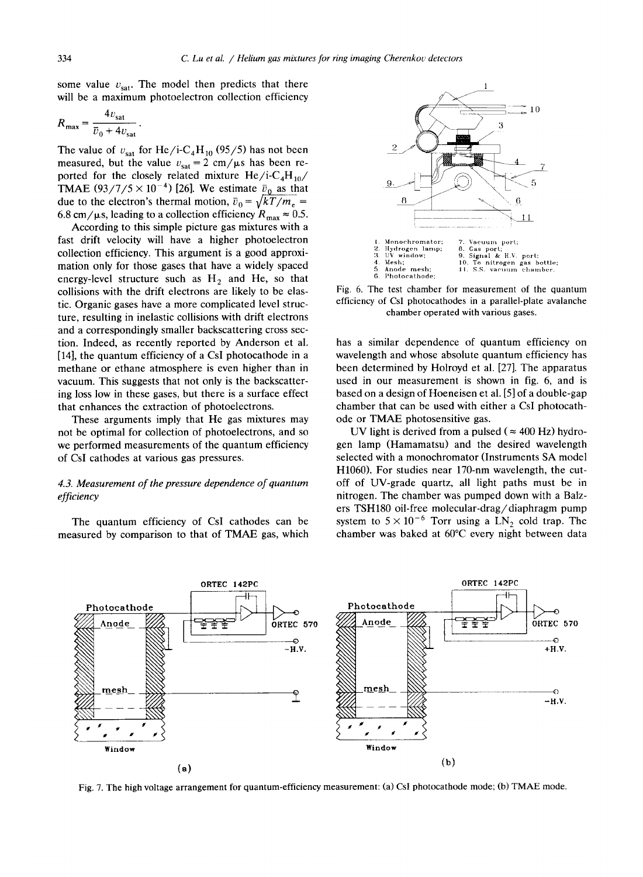some value $v_{sat}$. The model then predicts that there will be a maximum photoelectron collection efficiency

$$R_{max} = \frac{4v_{sat}}{\bar{v}_0 + 4v_{sat}}.$$

The value of $v_{sat}$ for He/i-$C_4H_{10}$ (95/5) has not been measured, but the value $v_{sat} = 2$ cm/μs has been reported for the closely related mixture He/i-$C_4H_{10}$/TMAE (93/7/5 × $10^{-4}$) [26]. We estimate $\bar{v}_0$ as that due to the electron's thermal motion, $\bar{v}_0 = \sqrt{kT/m_e} = 6.8$ cm/μs, leading to a collection efficiency $R_{max} \approx 0.5$.

According to this simple picture gas mixtures with a fast drift velocity will have a higher photoelectron collection efficiency. This argument is a good approximation only for those gases that have a widely spaced energy-level structure such as $H_2$ and He, so that collisions with the drift electrons are likely to be elastic. Organic gases have a more complicated level structure, resulting in inelastic collisions with drift electrons and a correspondingly smaller backscattering cross section. Indeed, as recently reported by Anderson et al. [14], the quantum efficiency of a CsI photocathode in a methane or ethane atmosphere is even higher than in vacuum. This suggests that not only is the backscattering loss low in these gases, but there is a surface effect that enhances the extraction of photoelectrons.

These arguments imply that He gas mixtures may not be optimal for collection of photoelectrons, and so we performed measurements of the quantum efficiency of CsI cathodes at various gas pressures.

### 4.3. Measurement of the pressure dependence of quantum efficiency

The quantum efficiency of CsI cathodes can be measured by comparison to that of TMAE gas, which has a similar dependence of quantum efficiency on wavelength and whose absolute quantum efficiency has been determined by Holroyd et al. [27]. The apparatus used in our measurement is shown in fig. 6, and is based on a design of Hoeneisen et al. [5] of a double-gap chamber that can be used with either a CsI photocathode or TMAE photosensitive gas.

UV light is derived from a pulsed (≈ 400 Hz) hydrogen lamp (Hamamatsu) and the desired wavelength selected with a monochromator (Instruments SA model H1060). For studies near 170-nm wavelength, the cutoff of UV-grade quartz, all light paths must be in nitrogen. The chamber was pumped down with a Balzers TSH180 oil-free molecular-drag/diaphragm pump system to 5 × $10^{-6}$ Torr using a $LN_2$ cold trap. The chamber was baked at 60°C every night between data

1. Monochromator; 2. Hydrogen lamp; 3. UV window; 4. Mesh; 5. Anode mesh; 6. Photocathode; 7. Vacuum port; 8. Gas port; 9. Signal & H.V. port; 10. To nitrogen gas bottle; 11. S.S. vacuum chamber.

Fig. 6. The test chamber for measurement of the quantum efficiency of CsI photocathodes in a parallel-plate avalanche chamber operated with various gases.

Fig. 7. The high voltage arrangement for quantum-efficiency measurement: (a) CsI photocathode mode; (b) TMAE mode.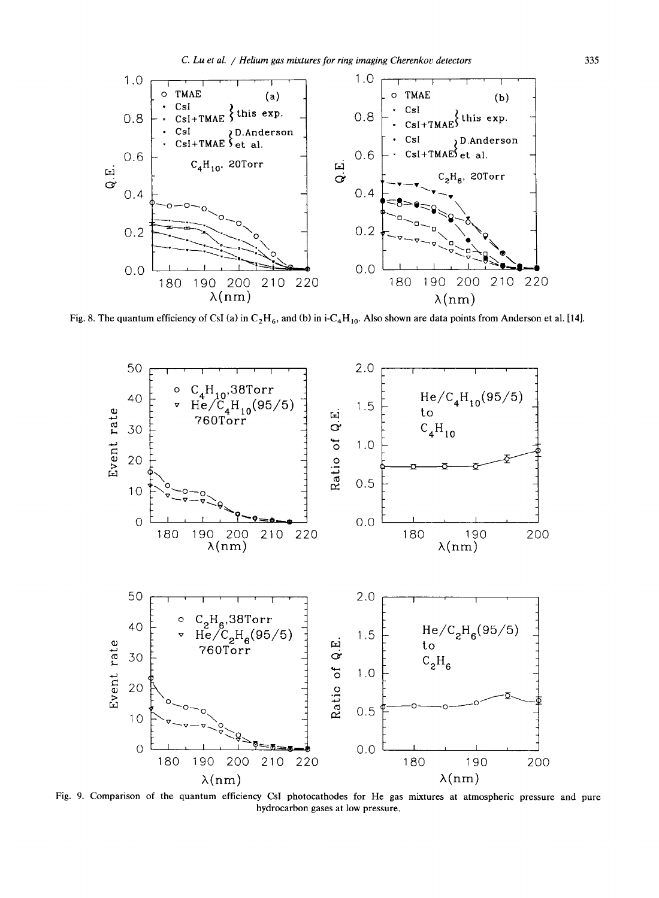Fig. 8. The quantum efficiency of CsI (a) in $C_2H_6$, and (b) in i-$C_4H_{10}$. Also shown are data points from Anderson et al. [14].

Fig. 9. Comparison of the quantum efficiency CsI photocathodes for He gas mixtures at atmospheric pressure and pure hydrocarbon gases at low pressure.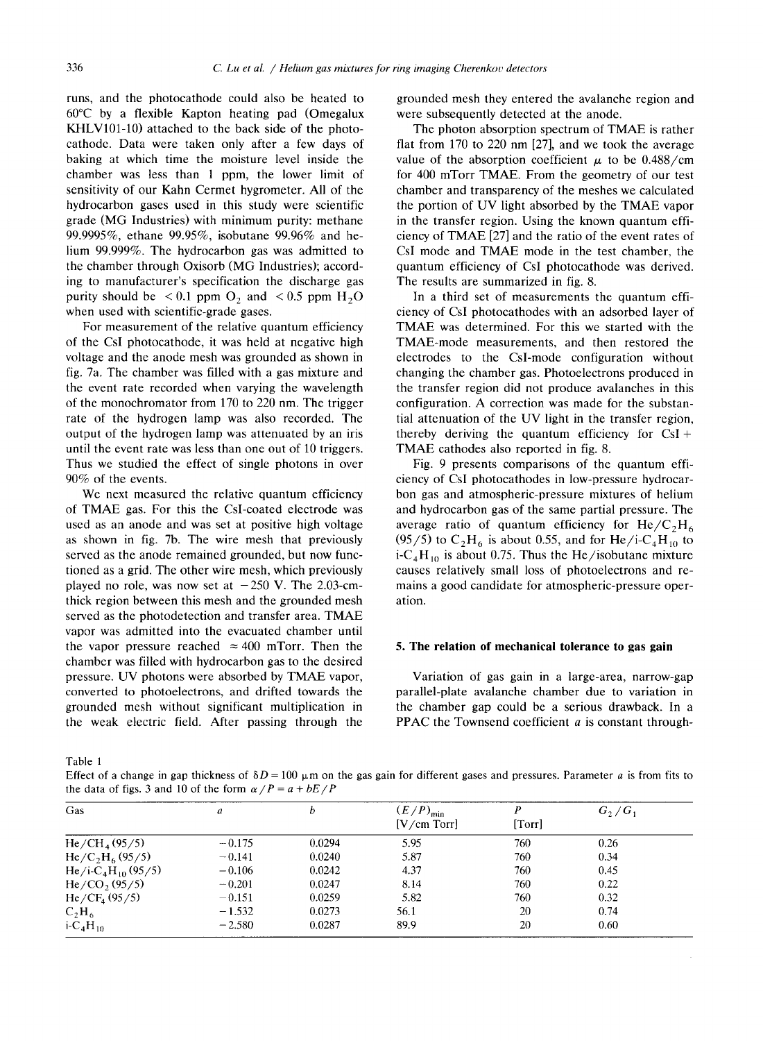runs, and the photocathode could also be heated to 60°C by a flexible Kapton heating pad (Omegalux KHLV101-10) attached to the back side of the photocathode. Data were taken only after a few days of baking at which time the moisture level inside the chamber was less than 1 ppm, the lower limit of sensitivity of our Kahn Cermet hygrometer. All of the hydrocarbon gases used in this study were scientific grade (MG Industries) with minimum purity: methane 99.9995%, ethane 99.95%, isobutane 99.96% and helium 99.999%. The hydrocarbon gas was admitted to the chamber through Oxisorb (MG Industries); according to manufacturer's specification the discharge gas purity should be < 0.1 ppm $O_2$ and < 0.5 ppm $H_2O$ when used with scientific-grade gases.

For measurement of the relative quantum efficiency of the CsI photocathode, it was held at negative high voltage and the anode mesh was grounded as shown in fig. 7a. The chamber was filled with a gas mixture and the event rate recorded when varying the wavelength of the monochromator from 170 to 220 nm. The trigger rate of the hydrogen lamp was also recorded. The output of the hydrogen lamp was attenuated by an iris until the event rate was less than one out of 10 triggers. Thus we studied the effect of single photons in over 90% of the events.

We next measured the relative quantum efficiency of TMAE gas. For this the CsI-coated electrode was used as an anode and was set at positive high voltage as shown in fig. 7b. The wire mesh that previously served as the anode remained grounded, but now functioned as a grid. The other wire mesh, which previously played no role, was now set at −250 V. The 2.03-cm-thick region between this mesh and the grounded mesh served as the photodetection and transfer area. TMAE vapor was admitted into the evacuated chamber until the vapor pressure reached ≈ 400 mTorr. Then the chamber was filled with hydrocarbon gas to the desired pressure. UV photons were absorbed by TMAE vapor, converted to photoelectrons, and drifted towards the grounded mesh without significant multiplication in the weak electric field. After passing through the grounded mesh they entered the avalanche region and were subsequently detected at the anode.

The photon absorption spectrum of TMAE is rather flat from 170 to 220 nm [27], and we took the average value of the absorption coefficient $\mu$ to be 0.488/cm for 400 mTorr TMAE. From the geometry of our test chamber and transparency of the meshes we calculated the portion of UV light absorbed by the TMAE vapor in the transfer region. Using the known quantum efficiency of TMAE [27] and the ratio of the event rates of CsI mode and TMAE mode in the test chamber, the quantum efficiency of CsI photocathode was derived. The results are summarized in fig. 8.

In a third set of measurements the quantum efficiency of CsI photocathodes with an adsorbed layer of TMAE was determined. For this we started with the TMAE-mode measurements, and then restored the electrodes to the CsI-mode configuration without changing the chamber gas. Photoelectrons produced in the transfer region did not produce avalanches in this configuration. A correction was made for the substantial attenuation of the UV light in the transfer region, thereby deriving the quantum efficiency for CsI + TMAE cathodes also reported in fig. 8.

Fig. 9 presents comparisons of the quantum efficiency of CsI photocathodes in low-pressure hydrocarbon gas and atmospheric-pressure mixtures of helium and hydrocarbon gas of the same partial pressure. The average ratio of quantum efficiency for He/$C_2H_6$ (95/5) to $C_2H_6$ is about 0.55, and for He/i-$C_4H_{10}$ to i-$C_4H_{10}$ is about 0.75. Thus the He/isobutane mixture causes relatively small loss of photoelectrons and remains a good candidate for atmospheric-pressure operation.

## 5. The relation of mechanical tolerance to gas gain

Variation of gas gain in a large-area, narrow-gap parallel-plate avalanche chamber due to variation in the chamber gap could be a serious drawback. In a PPAC the Townsend coefficient $\alpha$ is constant through-

Table 1
Effect of a change in gap thickness of $\delta D = 100$ μm on the gas gain for different gases and pressures. Parameter $a$ is from fits to the data of figs. 3 and 10 of the form $\alpha/P = a + bE/P$

| Gas | $a$ | $b$ | $(E/P)_{min}$ [V/cm Torr] | $P$ [Torr] | $G_2/G_1$ |
|---|---|---|---|---|---|
| He/$CH_4$ (95/5) | −0.175 | 0.0294 | 5.95 | 760 | 0.26 |
| He/$C_2H_6$ (95/5) | −0.141 | 0.0240 | 5.87 | 760 | 0.34 |
| He/i-$C_4H_{10}$ (95/5) | −0.106 | 0.0242 | 4.37 | 760 | 0.45 |
| He/$CO_2$ (95/5) | −0.201 | 0.0247 | 8.14 | 760 | 0.22 |
| He/$CF_4$ (95/5) | −0.151 | 0.0259 | 5.82 | 760 | 0.32 |
| $C_2H_6$ | −1.532 | 0.0273 | 56.1 | 20 | 0.74 |
| i-$C_4H_{10}$ | −2.580 | 0.0287 | 89.9 | 20 | 0.60 |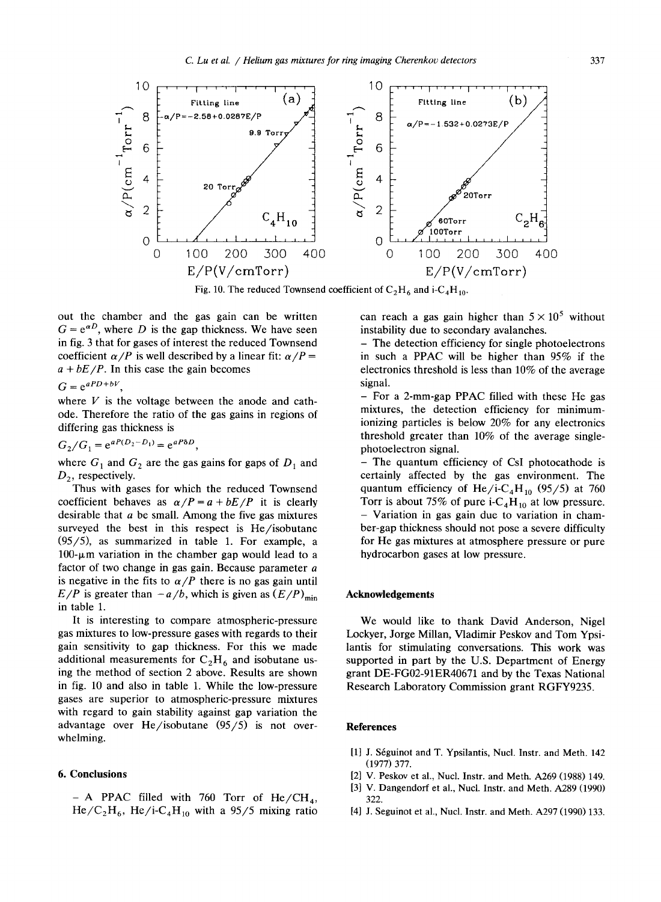Fig. 10. The reduced Townsend coefficient of $C_2H_6$ and i-$C_4H_{10}$.

out the chamber and the gas gain can be written $G = e^{\alpha D}$, where $D$ is the gap thickness. We have seen in fig. 3 that for gases of interest the reduced Townsend coefficient $\alpha/P$ is well described by a linear fit: $\alpha/P = a + bE/P$. In this case the gain becomes

$$G = e^{aPD+bV},$$

where $V$ is the voltage between the anode and cathode. Therefore the ratio of the gas gains in regions of differing gas thickness is

$$G_2/G_1 = e^{aP(D_2-D_1)} = e^{aP\delta D},$$

where $G_1$ and $G_2$ are the gas gains for gaps of $D_1$ and $D_2$, respectively.

Thus with gases for which the reduced Townsend coefficient behaves as $\alpha/P = a + bE/P$ it is clearly desirable that $a$ be small. Among the five gas mixtures surveyed the best in this respect is He/isobutane (95/5), as summarized in table 1. For example, a 100-μm variation in the chamber gap would lead to a factor of two change in gas gain. Because parameter $a$ is negative in the fits to $\alpha/P$ there is no gas gain until $E/P$ is greater than $-a/b$, which is given as $(E/P)_{min}$ in table 1.

It is interesting to compare atmospheric-pressure gas mixtures to low-pressure gases with regards to their gain sensitivity to gap thickness. For this we made additional measurements for $C_2H_6$ and isobutane using the method of section 2 above. Results are shown in fig. 10 and also in table 1. While the low-pressure gases are superior to atmospheric-pressure mixtures with regard to gain stability against gap variation the advantage over He/isobutane (95/5) is not overwhelming.

## 6. Conclusions

- A PPAC filled with 760 Torr of He/$CH_4$, He/$C_2H_6$, He/i-$C_4H_{10}$ with a 95/5 mixing ratio can reach a gas gain higher than $5 \times 10^5$ without instability due to secondary avalanches.
- The detection efficiency for single photoelectrons in such a PPAC will be higher than 95% if the electronics threshold is less than 10% of the average signal.
- For a 2-mm-gap PPAC filled with these He gas mixtures, the detection efficiency for minimum-ionizing particles is below 20% for any electronics threshold greater than 10% of the average single-photoelectron signal.
- The quantum efficiency of CsI photocathode is certainly affected by the gas environment. The quantum efficiency of He/i-$C_4H_{10}$ (95/5) at 760 Torr is about 75% of pure i-$C_4H_{10}$ at low pressure.
- Variation in gas gain due to variation in chamber-gap thickness should not pose a severe difficulty for He gas mixtures at atmosphere pressure or pure hydrocarbon gases at low pressure.

## Acknowledgements

We would like to thank David Anderson, Nigel Lockyer, Jorge Millan, Vladimir Peskov and Tom Ypsilantis for stimulating conversations. This work was supported in part by the U.S. Department of Energy grant DE-FG02-91ER40671 and by the Texas National Research Laboratory Commission grant RGFY9235.

## References

[1] J. Séguinot and T. Ypsilantis, Nucl. Instr. and Meth. 142 (1977) 377.

[2] V. Peskov et al., Nucl. Instr. and Meth. A269 (1988) 149.

[3] V. Dangendorf et al., Nucl. Instr. and Meth. A289 (1990) 322.

[4] J. Seguinot et al., Nucl. Instr. and Meth. A297 (1990) 133.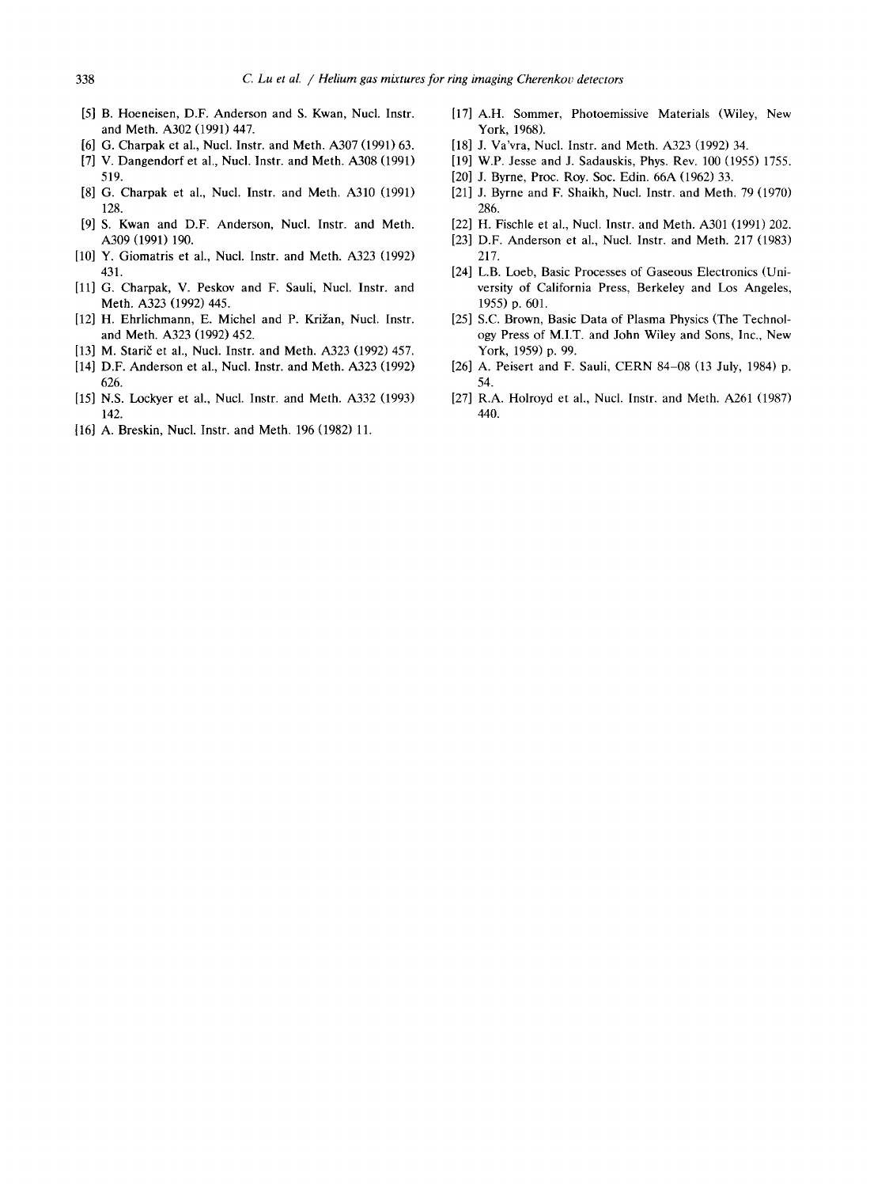[5] B. Hoeneisen, D.F. Anderson and S. Kwan, Nucl. Instr. and Meth. A302 (1991) 447.

[6] G. Charpak et al., Nucl. Instr. and Meth. A307 (1991) 63.

[7] V. Dangendorf et al., Nucl. Instr. and Meth. A308 (1991) 519.

[8] G. Charpak et al., Nucl. Instr. and Meth. A310 (1991) 128.

[9] S. Kwan and D.F. Anderson, Nucl. Instr. and Meth. A309 (1991) 190.

[10] Y. Giomatris et al., Nucl. Instr. and Meth. A323 (1992) 431.

[11] G. Charpak, V. Peskov and F. Sauli, Nucl. Instr. and Meth. A323 (1992) 445.

[12] H. Ehrlichmann, E. Michel and P. Križan, Nucl. Instr. and Meth. A323 (1992) 452.

[13] M. Starič et al., Nucl. Instr. and Meth. A323 (1992) 457.

[14] D.F. Anderson et al., Nucl. Instr. and Meth. A323 (1992) 626.

[15] N.S. Lockyer et al., Nucl. Instr. and Meth. A332 (1993) 142.

[16] A. Breskin, Nucl. Instr. and Meth. 196 (1982) 11.

[17] A.H. Sommer, Photoemissive Materials (Wiley, New York, 1968).

[18] J. Va'vra, Nucl. Instr. and Meth. A323 (1992) 34.

[19] W.P. Jesse and J. Sadauskis, Phys. Rev. 100 (1955) 1755.

[20] J. Byrne, Proc. Roy. Soc. Edin. 66A (1962) 33.

[21] J. Byrne and F. Shaikh, Nucl. Instr. and Meth. 79 (1970) 286.

[22] H. Fischle et al., Nucl. Instr. and Meth. A301 (1991) 202.

[23] D.F. Anderson et al., Nucl. Instr. and Meth. 217 (1983) 217.

[24] L.B. Loeb, Basic Processes of Gaseous Electronics (University of California Press, Berkeley and Los Angeles, 1955) p. 601.

[25] S.C. Brown, Basic Data of Plasma Physics (The Technology Press of M.I.T. and John Wiley and Sons, Inc., New York, 1959) p. 99.

[26] A. Peisert and F. Sauli, CERN 84–08 (13 July, 1984) p. 54.

[27] R.A. Holroyd et al., Nucl. Instr. and Meth. A261 (1987) 440.